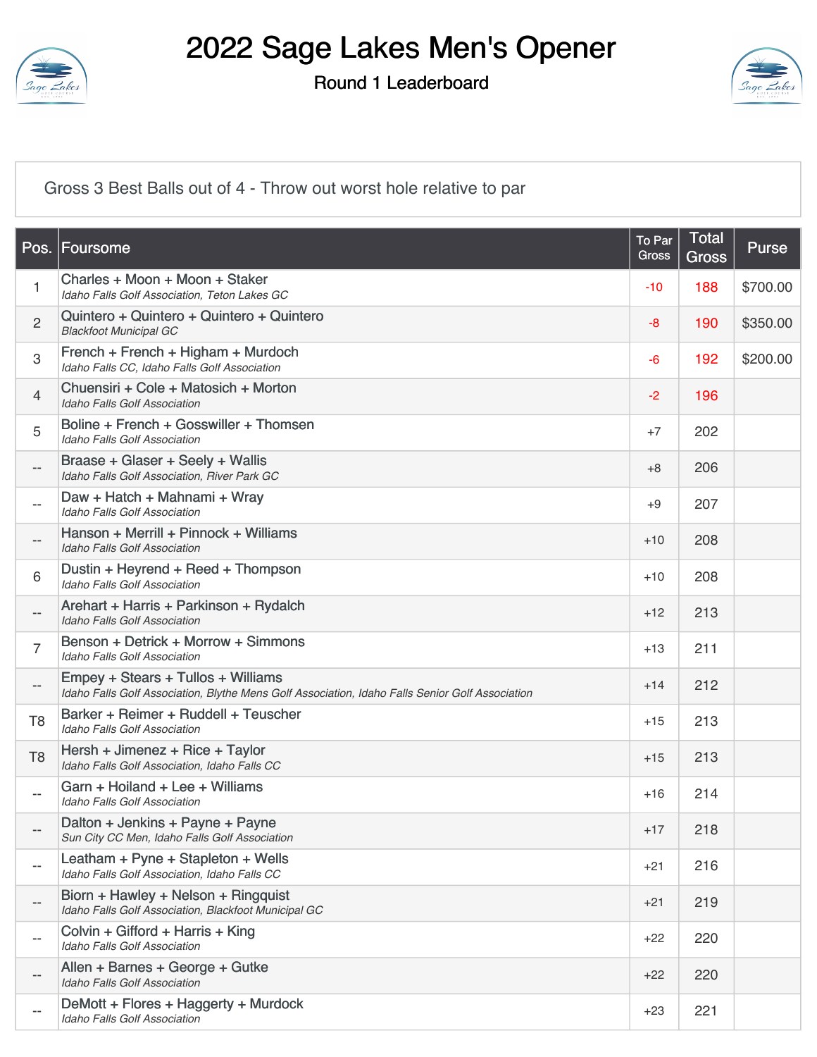# 2022 Sage Lakes Men's Opener

## Round 1 Leaderboard

Gross 3 Best Balls out of 4 - Throw out worst hole relative to par

| Pos. | Foursome | To Par Gross | Total Gross | Purse |
|---|---|---|---|---|
| 1 | Charles + Moon + Moon + Staker<br>*Idaho Falls Golf Association, Teton Lakes GC* | -10 | 188 | $700.00 |
| 2 | Quintero + Quintero + Quintero + Quintero<br>*Blackfoot Municipal GC* | -8 | 190 | $350.00 |
| 3 | French + French + Higham + Murdoch<br>*Idaho Falls CC, Idaho Falls Golf Association* | -6 | 192 | $200.00 |
| 4 | Chuensiri + Cole + Matosich + Morton<br>*Idaho Falls Golf Association* | -2 | 196 | |
| 5 | Boline + French + Gosswiller + Thomsen<br>*Idaho Falls Golf Association* | +7 | 202 | |
| -- | Braase + Glaser + Seely + Wallis<br>*Idaho Falls Golf Association, River Park GC* | +8 | 206 | |
| -- | Daw + Hatch + Mahnami + Wray<br>*Idaho Falls Golf Association* | +9 | 207 | |
| -- | Hanson + Merrill + Pinnock + Williams<br>*Idaho Falls Golf Association* | +10 | 208 | |
| 6 | Dustin + Heyrend + Reed + Thompson<br>*Idaho Falls Golf Association* | +10 | 208 | |
| -- | Arehart + Harris + Parkinson + Rydalch<br>*Idaho Falls Golf Association* | +12 | 213 | |
| 7 | Benson + Detrick + Morrow + Simmons<br>*Idaho Falls Golf Association* | +13 | 211 | |
| -- | Empey + Stears + Tullos + Williams<br>*Idaho Falls Golf Association, Blythe Mens Golf Association, Idaho Falls Senior Golf Association* | +14 | 212 | |
| T8 | Barker + Reimer + Ruddell + Teuscher<br>*Idaho Falls Golf Association* | +15 | 213 | |
| T8 | Hersh + Jimenez + Rice + Taylor<br>*Idaho Falls Golf Association, Idaho Falls CC* | +15 | 213 | |
| -- | Garn + Hoiland + Lee + Williams<br>*Idaho Falls Golf Association* | +16 | 214 | |
| -- | Dalton + Jenkins + Payne + Payne<br>*Sun City CC Men, Idaho Falls Golf Association* | +17 | 218 | |
| -- | Leatham + Pyne + Stapleton + Wells<br>*Idaho Falls Golf Association, Idaho Falls CC* | +21 | 216 | |
| -- | Biorn + Hawley + Nelson + Ringquist<br>*Idaho Falls Golf Association, Blackfoot Municipal GC* | +21 | 219 | |
| -- | Colvin + Gifford + Harris + King<br>*Idaho Falls Golf Association* | +22 | 220 | |
| -- | Allen + Barnes + George + Gutke<br>*Idaho Falls Golf Association* | +22 | 220 | |
| -- | DeMott + Flores + Haggerty + Murdock<br>*Idaho Falls Golf Association* | +23 | 221 | |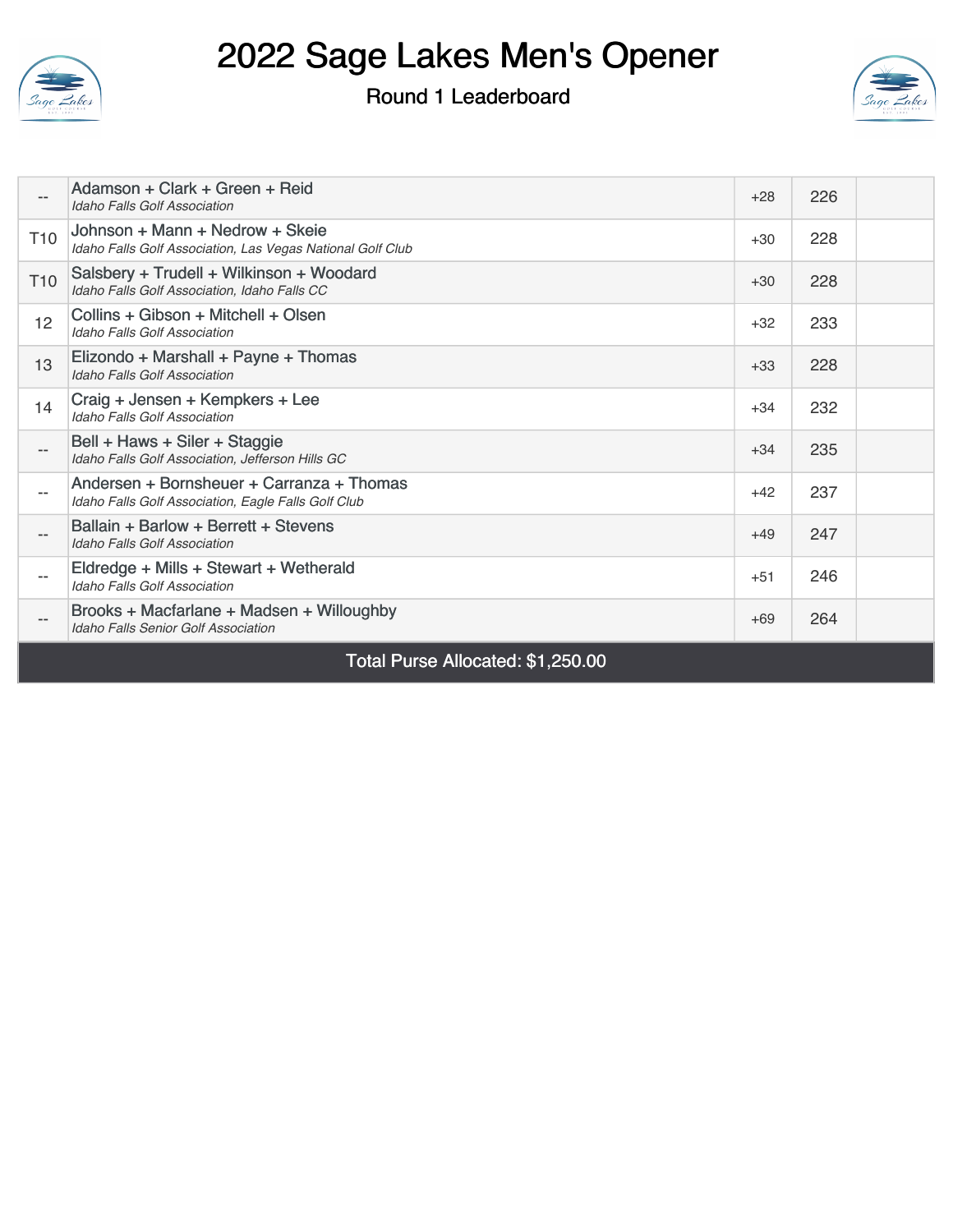# 2022 Sage Lakes Men's Opener

## Round 1 Leaderboard

| | | | | |
|---|---|---|---|---|
| -- | Adamson + Clark + Green + Reid<br>*Idaho Falls Golf Association* | +28 | 226 | |
| T10 | Johnson + Mann + Nedrow + Skeie<br>*Idaho Falls Golf Association, Las Vegas National Golf Club* | +30 | 228 | |
| T10 | Salsbery + Trudell + Wilkinson + Woodard<br>*Idaho Falls Golf Association, Idaho Falls CC* | +30 | 228 | |
| 12 | Collins + Gibson + Mitchell + Olsen<br>*Idaho Falls Golf Association* | +32 | 233 | |
| 13 | Elizondo + Marshall + Payne + Thomas<br>*Idaho Falls Golf Association* | +33 | 228 | |
| 14 | Craig + Jensen + Kempkers + Lee<br>*Idaho Falls Golf Association* | +34 | 232 | |
| -- | Bell + Haws + Siler + Staggie<br>*Idaho Falls Golf Association, Jefferson Hills GC* | +34 | 235 | |
| -- | Andersen + Bornsheuer + Carranza + Thomas<br>*Idaho Falls Golf Association, Eagle Falls Golf Club* | +42 | 237 | |
| -- | Ballain + Barlow + Berrett + Stevens<br>*Idaho Falls Golf Association* | +49 | 247 | |
| -- | Eldredge + Mills + Stewart + Wetherald<br>*Idaho Falls Golf Association* | +51 | 246 | |
| -- | Brooks + Macfarlane + Madsen + Willoughby<br>*Idaho Falls Senior Golf Association* | +69 | 264 | |

**Total Purse Allocated: $1,250.00**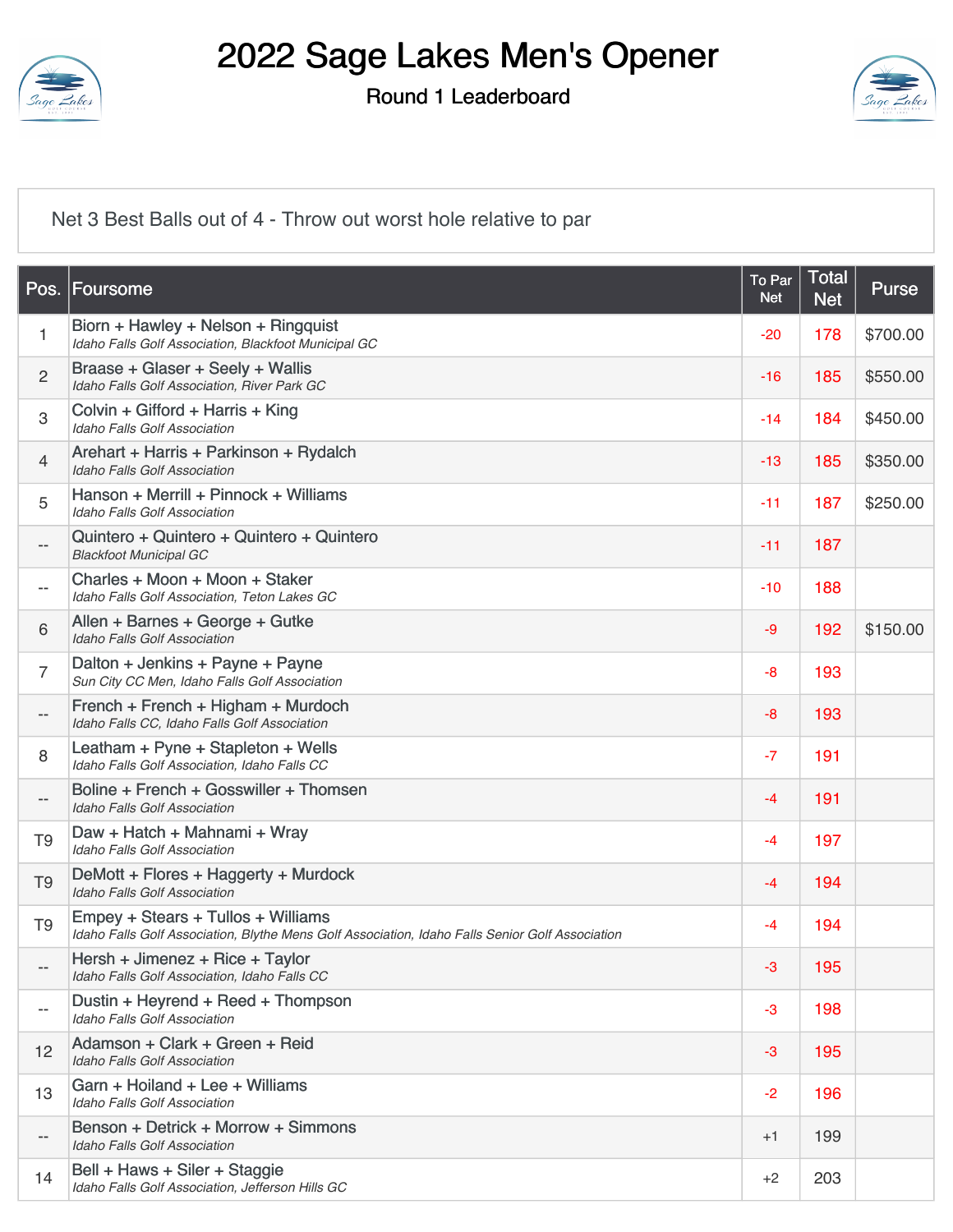# 2022 Sage Lakes Men's Opener

## Round 1 Leaderboard

Net 3 Best Balls out of 4 - Throw out worst hole relative to par

| Pos. | Foursome | To Par Net | Total Net | Purse |
|---|---|---|---|---|
| 1 | Biorn + Hawley + Nelson + Ringquist<br>*Idaho Falls Golf Association, Blackfoot Municipal GC* | -20 | 178 | $700.00 |
| 2 | Braase + Glaser + Seely + Wallis<br>*Idaho Falls Golf Association, River Park GC* | -16 | 185 | $550.00 |
| 3 | Colvin + Gifford + Harris + King<br>*Idaho Falls Golf Association* | -14 | 184 | $450.00 |
| 4 | Arehart + Harris + Parkinson + Rydalch<br>*Idaho Falls Golf Association* | -13 | 185 | $350.00 |
| 5 | Hanson + Merrill + Pinnock + Williams<br>*Idaho Falls Golf Association* | -11 | 187 | $250.00 |
| -- | Quintero + Quintero + Quintero + Quintero<br>*Blackfoot Municipal GC* | -11 | 187 | |
| -- | Charles + Moon + Moon + Staker<br>*Idaho Falls Golf Association, Teton Lakes GC* | -10 | 188 | |
| 6 | Allen + Barnes + George + Gutke<br>*Idaho Falls Golf Association* | -9 | 192 | $150.00 |
| 7 | Dalton + Jenkins + Payne + Payne<br>*Sun City CC Men, Idaho Falls Golf Association* | -8 | 193 | |
| -- | French + French + Higham + Murdoch<br>*Idaho Falls CC, Idaho Falls Golf Association* | -8 | 193 | |
| 8 | Leatham + Pyne + Stapleton + Wells<br>*Idaho Falls Golf Association, Idaho Falls CC* | -7 | 191 | |
| -- | Boline + French + Gosswiller + Thomsen<br>*Idaho Falls Golf Association* | -4 | 191 | |
| T9 | Daw + Hatch + Mahnami + Wray<br>*Idaho Falls Golf Association* | -4 | 197 | |
| T9 | DeMott + Flores + Haggerty + Murdock<br>*Idaho Falls Golf Association* | -4 | 194 | |
| T9 | Empey + Stears + Tullos + Williams<br>*Idaho Falls Golf Association, Blythe Mens Golf Association, Idaho Falls Senior Golf Association* | -4 | 194 | |
| -- | Hersh + Jimenez + Rice + Taylor<br>*Idaho Falls Golf Association, Idaho Falls CC* | -3 | 195 | |
| -- | Dustin + Heyrend + Reed + Thompson<br>*Idaho Falls Golf Association* | -3 | 198 | |
| 12 | Adamson + Clark + Green + Reid<br>*Idaho Falls Golf Association* | -3 | 195 | |
| 13 | Garn + Hoiland + Lee + Williams<br>*Idaho Falls Golf Association* | -2 | 196 | |
| -- | Benson + Detrick + Morrow + Simmons<br>*Idaho Falls Golf Association* | +1 | 199 | |
| 14 | Bell + Haws + Siler + Staggie<br>*Idaho Falls Golf Association, Jefferson Hills GC* | +2 | 203 | |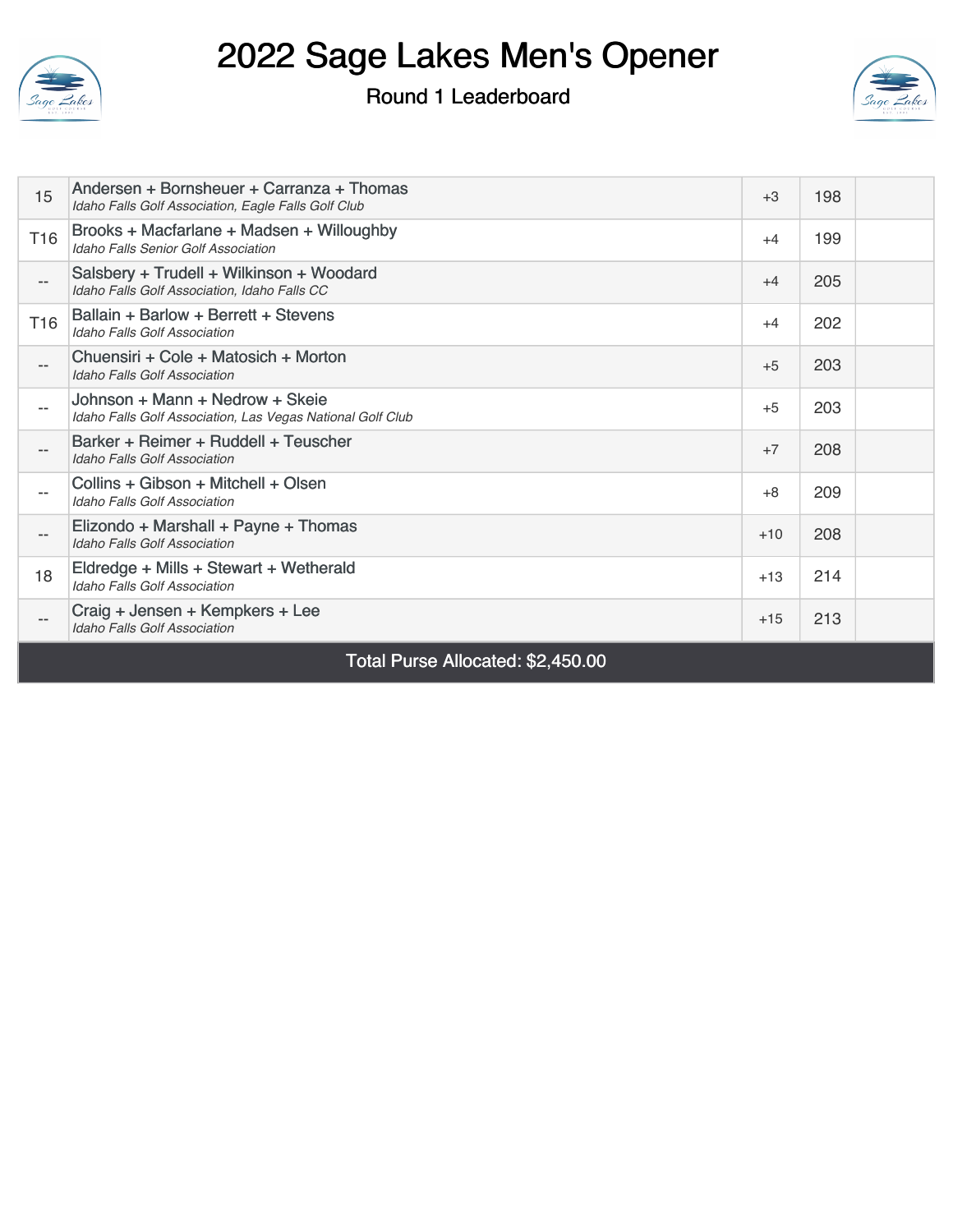# 2022 Sage Lakes Men's Opener

## Round 1 Leaderboard

| | | | | |
|---|---|---|---|---|
| 15 | Andersen + Bornsheuer + Carranza + Thomas<br>*Idaho Falls Golf Association, Eagle Falls Golf Club* | +3 | 198 | |
| T16 | Brooks + Macfarlane + Madsen + Willoughby<br>*Idaho Falls Senior Golf Association* | +4 | 199 | |
| -- | Salsbery + Trudell + Wilkinson + Woodard<br>*Idaho Falls Golf Association, Idaho Falls CC* | +4 | 205 | |
| T16 | Ballain + Barlow + Berrett + Stevens<br>*Idaho Falls Golf Association* | +4 | 202 | |
| -- | Chuensiri + Cole + Matosich + Morton<br>*Idaho Falls Golf Association* | +5 | 203 | |
| -- | Johnson + Mann + Nedrow + Skeie<br>*Idaho Falls Golf Association, Las Vegas National Golf Club* | +5 | 203 | |
| -- | Barker + Reimer + Ruddell + Teuscher<br>*Idaho Falls Golf Association* | +7 | 208 | |
| -- | Collins + Gibson + Mitchell + Olsen<br>*Idaho Falls Golf Association* | +8 | 209 | |
| -- | Elizondo + Marshall + Payne + Thomas<br>*Idaho Falls Golf Association* | +10 | 208 | |
| 18 | Eldredge + Mills + Stewart + Wetherald<br>*Idaho Falls Golf Association* | +13 | 214 | |
| -- | Craig + Jensen + Kempkers + Lee<br>*Idaho Falls Golf Association* | +15 | 213 | |

**Total Purse Allocated: $2,450.00**